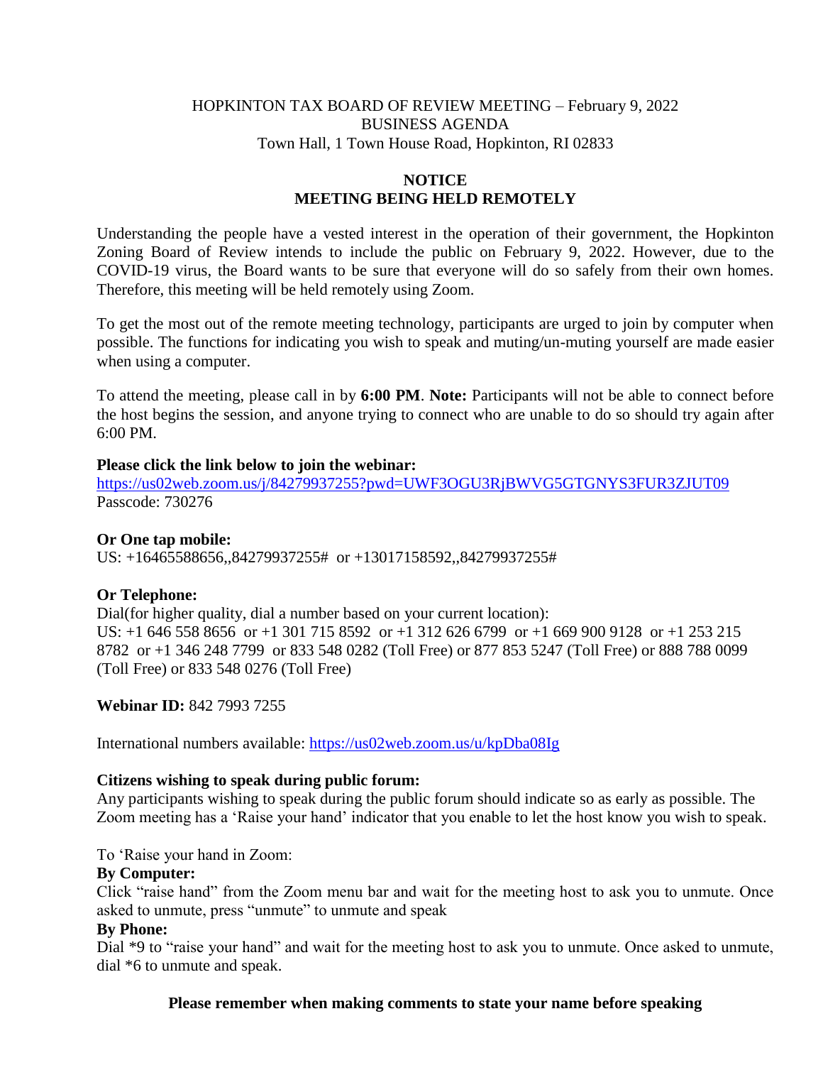HOPKINTON TAX BOARD OF REVIEW MEETING – February 9, 2022
BUSINESS AGENDA
Town Hall, 1 Town House Road, Hopkinton, RI 02833

## NOTICE
## MEETING BEING HELD REMOTELY

Understanding the people have a vested interest in the operation of their government, the Hopkinton Zoning Board of Review intends to include the public on February 9, 2022. However, due to the COVID-19 virus, the Board wants to be sure that everyone will do so safely from their own homes. Therefore, this meeting will be held remotely using Zoom.

To get the most out of the remote meeting technology, participants are urged to join by computer when possible. The functions for indicating you wish to speak and muting/un-muting yourself are made easier when using a computer.

To attend the meeting, please call in by **6:00 PM**. **Note:** Participants will not be able to connect before the host begins the session, and anyone trying to connect who are unable to do so should try again after 6:00 PM.

**Please click the link below to join the webinar:**
https://us02web.zoom.us/j/84279937255?pwd=UWF3OGU3RjBWVG5GTGNYS3FUR3ZJUT09
Passcode: 730276

**Or One tap mobile:**
US: +16465588656,,84279937255# or +13017158592,,84279937255#

**Or Telephone:**
Dial(for higher quality, dial a number based on your current location):
US: +1 646 558 8656 or +1 301 715 8592 or +1 312 626 6799 or +1 669 900 9128 or +1 253 215 8782 or +1 346 248 7799 or 833 548 0282 (Toll Free) or 877 853 5247 (Toll Free) or 888 788 0099 (Toll Free) or 833 548 0276 (Toll Free)

**Webinar ID:** 842 7993 7255

International numbers available: https://us02web.zoom.us/u/kpDba08Ig

**Citizens wishing to speak during public forum:**
Any participants wishing to speak during the public forum should indicate so as early as possible. The Zoom meeting has a 'Raise your hand' indicator that you enable to let the host know you wish to speak.

To 'Raise your hand in Zoom:

**By Computer:**
Click "raise hand" from the Zoom menu bar and wait for the meeting host to ask you to unmute. Once asked to unmute, press "unmute" to unmute and speak

**By Phone:**
Dial *9 to "raise your hand" and wait for the meeting host to ask you to unmute. Once asked to unmute, dial *6 to unmute and speak.

**Please remember when making comments to state your name before speaking**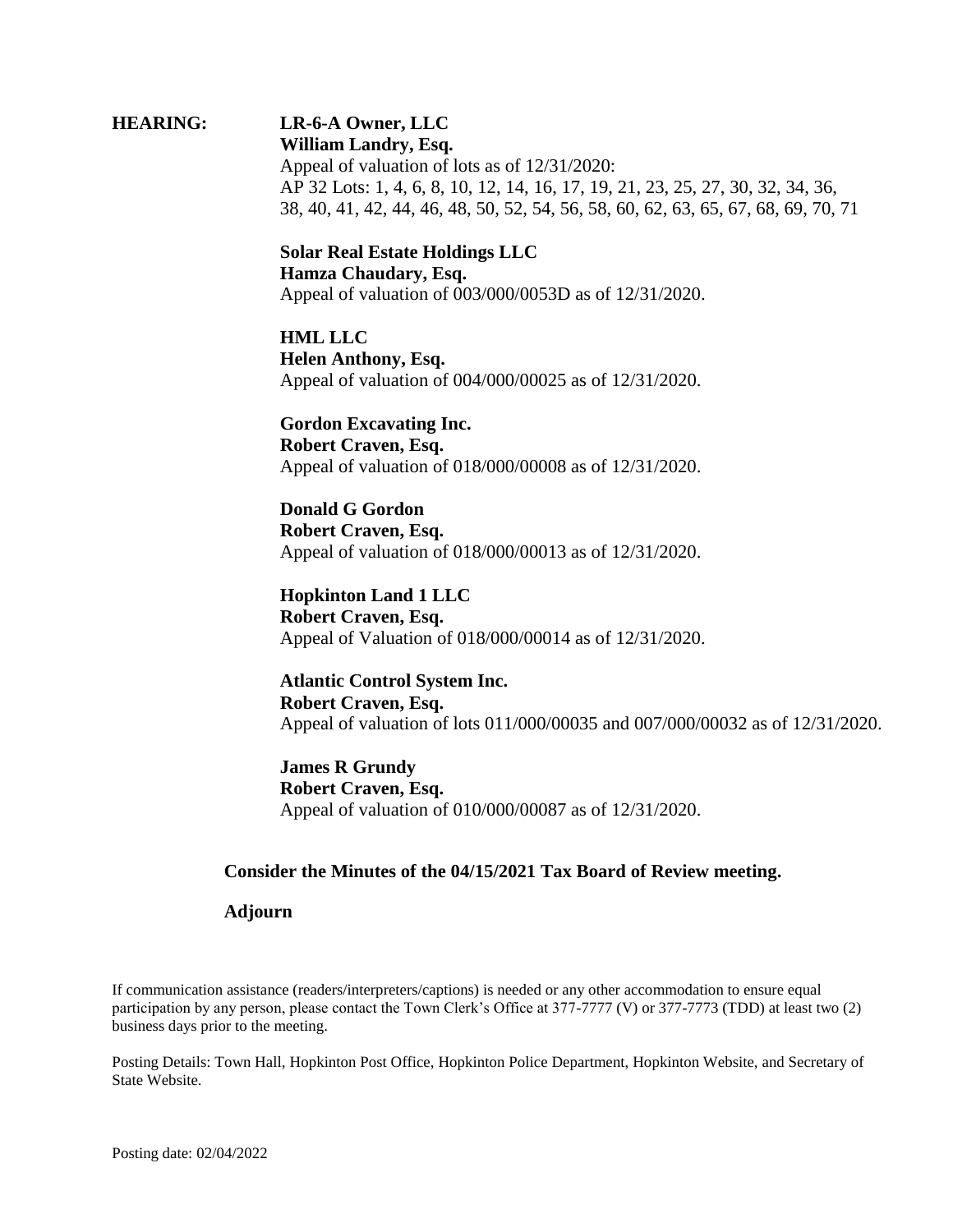**HEARING:** **LR-6-A Owner, LLC**
**William Landry, Esq.**
Appeal of valuation of lots as of 12/31/2020:
AP 32 Lots: 1, 4, 6, 8, 10, 12, 14, 16, 17, 19, 21, 23, 25, 27, 30, 32, 34, 36, 38, 40, 41, 42, 44, 46, 48, 50, 52, 54, 56, 58, 60, 62, 63, 65, 67, 68, 69, 70, 71

**Solar Real Estate Holdings LLC**
**Hamza Chaudary, Esq.**
Appeal of valuation of 003/000/0053D as of 12/31/2020.

**HML LLC**
**Helen Anthony, Esq.**
Appeal of valuation of 004/000/00025 as of 12/31/2020.

**Gordon Excavating Inc.**
**Robert Craven, Esq.**
Appeal of valuation of 018/000/00008 as of 12/31/2020.

**Donald G Gordon**
**Robert Craven, Esq.**
Appeal of valuation of 018/000/00013 as of 12/31/2020.

**Hopkinton Land 1 LLC**
**Robert Craven, Esq.**
Appeal of Valuation of 018/000/00014 as of 12/31/2020.

**Atlantic Control System Inc.**
**Robert Craven, Esq.**
Appeal of valuation of lots 011/000/00035 and 007/000/00032 as of 12/31/2020.

**James R Grundy**
**Robert Craven, Esq.**
Appeal of valuation of 010/000/00087 as of 12/31/2020.

**Consider the Minutes of the 04/15/2021 Tax Board of Review meeting.**

**Adjourn**

If communication assistance (readers/interpreters/captions) is needed or any other accommodation to ensure equal participation by any person, please contact the Town Clerk's Office at 377-7777 (V) or 377-7773 (TDD) at least two (2) business days prior to the meeting.

Posting Details: Town Hall, Hopkinton Post Office, Hopkinton Police Department, Hopkinton Website, and Secretary of State Website.

Posting date: 02/04/2022